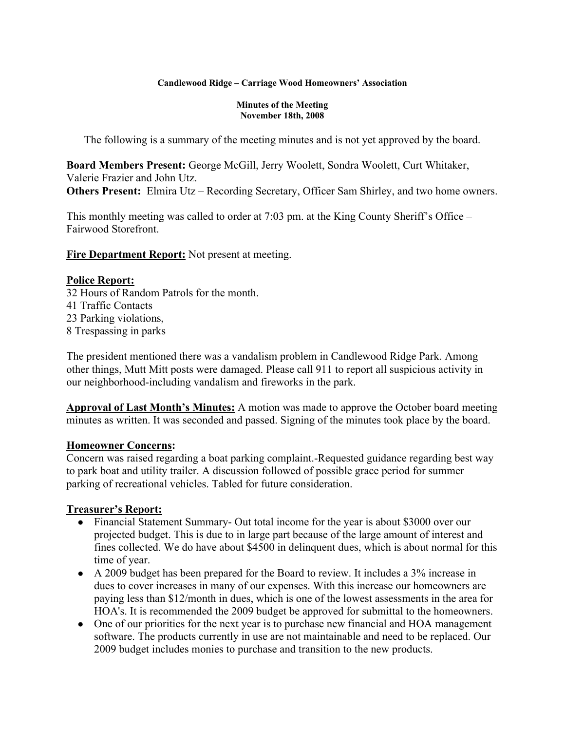**Candlewood Ridge – Carriage Wood Homeowners' Association**

**Minutes of the Meeting**
**November 18th, 2008**

The following is a summary of the meeting minutes and is not yet approved by the board.

**Board Members Present:** George McGill, Jerry Woolett, Sondra Woolett, Curt Whitaker, Valerie Frazier and John Utz.
**Others Present:** Elmira Utz – Recording Secretary, Officer Sam Shirley, and two home owners.

This monthly meeting was called to order at 7:03 pm. at the King County Sheriff's Office – Fairwood Storefront.

**Fire Department Report:** Not present at meeting.

**Police Report:**
32 Hours of Random Patrols for the month.
41 Traffic Contacts
23 Parking violations,
8 Trespassing in parks

The president mentioned there was a vandalism problem in Candlewood Ridge Park. Among other things, Mutt Mitt posts were damaged. Please call 911 to report all suspicious activity in our neighborhood-including vandalism and fireworks in the park.

**Approval of Last Month's Minutes:** A motion was made to approve the October board meeting minutes as written. It was seconded and passed. Signing of the minutes took place by the board.

**Homeowner Concerns:**
Concern was raised regarding a boat parking complaint.-Requested guidance regarding best way to park boat and utility trailer. A discussion followed of possible grace period for summer parking of recreational vehicles. Tabled for future consideration.

**Treasurer's Report:**

- Financial Statement Summary- Out total income for the year is about $3000 over our projected budget. This is due to in large part because of the large amount of interest and fines collected. We do have about $4500 in delinquent dues, which is about normal for this time of year.
- A 2009 budget has been prepared for the Board to review. It includes a 3% increase in dues to cover increases in many of our expenses. With this increase our homeowners are paying less than $12/month in dues, which is one of the lowest assessments in the area for HOA's. It is recommended the 2009 budget be approved for submittal to the homeowners.
- One of our priorities for the next year is to purchase new financial and HOA management software. The products currently in use are not maintainable and need to be replaced. Our 2009 budget includes monies to purchase and transition to the new products.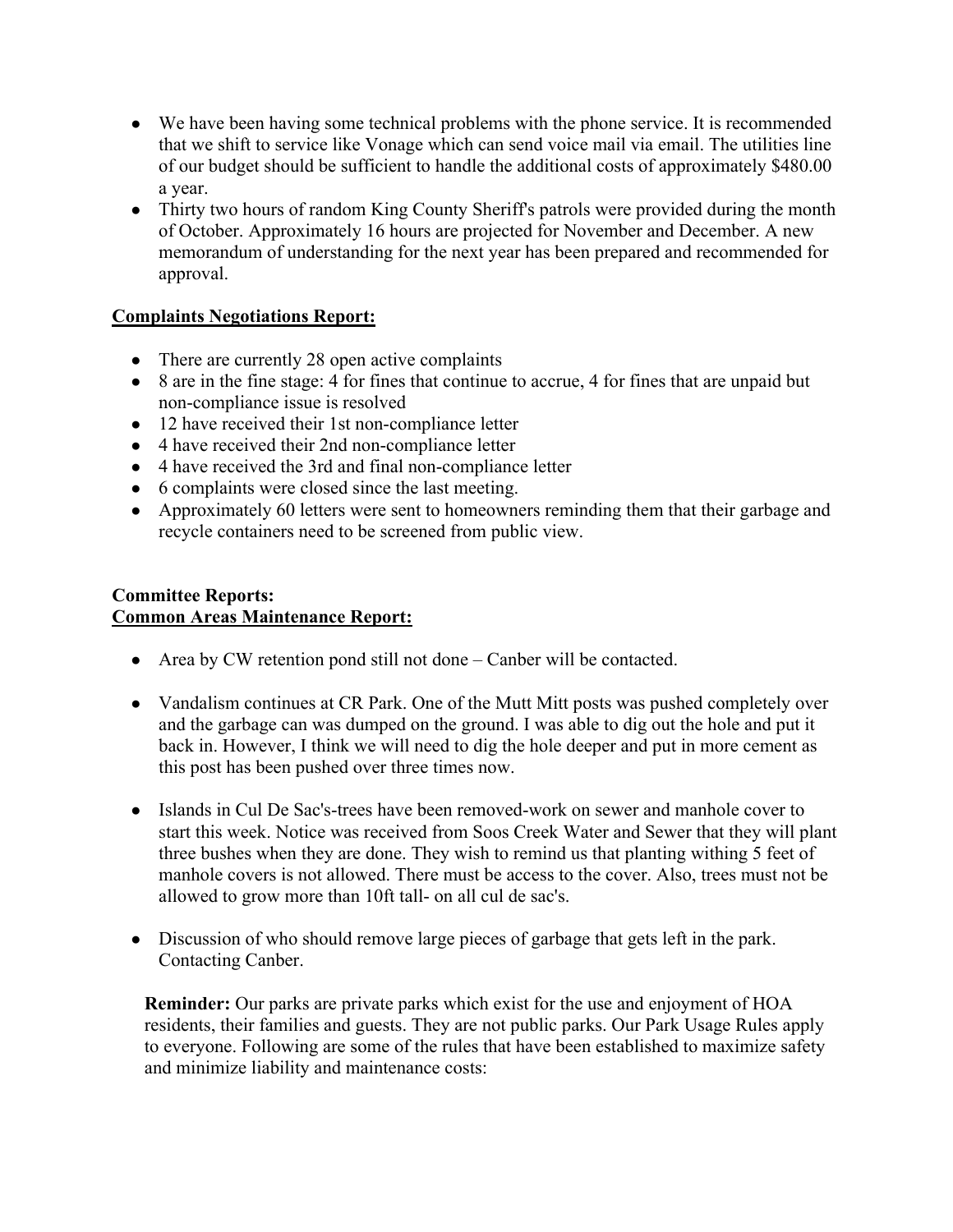- We have been having some technical problems with the phone service. It is recommended that we shift to service like Vonage which can send voice mail via email. The utilities line of our budget should be sufficient to handle the additional costs of approximately $480.00 a year.
- Thirty two hours of random King County Sheriff's patrols were provided during the month of October. Approximately 16 hours are projected for November and December. A new memorandum of understanding for the next year has been prepared and recommended for approval.

**Complaints Negotiations Report:**

- There are currently 28 open active complaints
- 8 are in the fine stage: 4 for fines that continue to accrue, 4 for fines that are unpaid but non-compliance issue is resolved
- 12 have received their 1st non-compliance letter
- 4 have received their 2nd non-compliance letter
- 4 have received the 3rd and final non-compliance letter
- 6 complaints were closed since the last meeting.
- Approximately 60 letters were sent to homeowners reminding them that their garbage and recycle containers need to be screened from public view.

**Committee Reports:**

**Common Areas Maintenance Report:**

- Area by CW retention pond still not done – Canber will be contacted.
- Vandalism continues at CR Park. One of the Mutt Mitt posts was pushed completely over and the garbage can was dumped on the ground. I was able to dig out the hole and put it back in. However, I think we will need to dig the hole deeper and put in more cement as this post has been pushed over three times now.
- Islands in Cul De Sac's-trees have been removed-work on sewer and manhole cover to start this week. Notice was received from Soos Creek Water and Sewer that they will plant three bushes when they are done. They wish to remind us that planting withing 5 feet of manhole covers is not allowed. There must be access to the cover. Also, trees must not be allowed to grow more than 10ft tall- on all cul de sac's.
- Discussion of who should remove large pieces of garbage that gets left in the park. Contacting Canber.

**Reminder:** Our parks are private parks which exist for the use and enjoyment of HOA residents, their families and guests. They are not public parks. Our Park Usage Rules apply to everyone. Following are some of the rules that have been established to maximize safety and minimize liability and maintenance costs: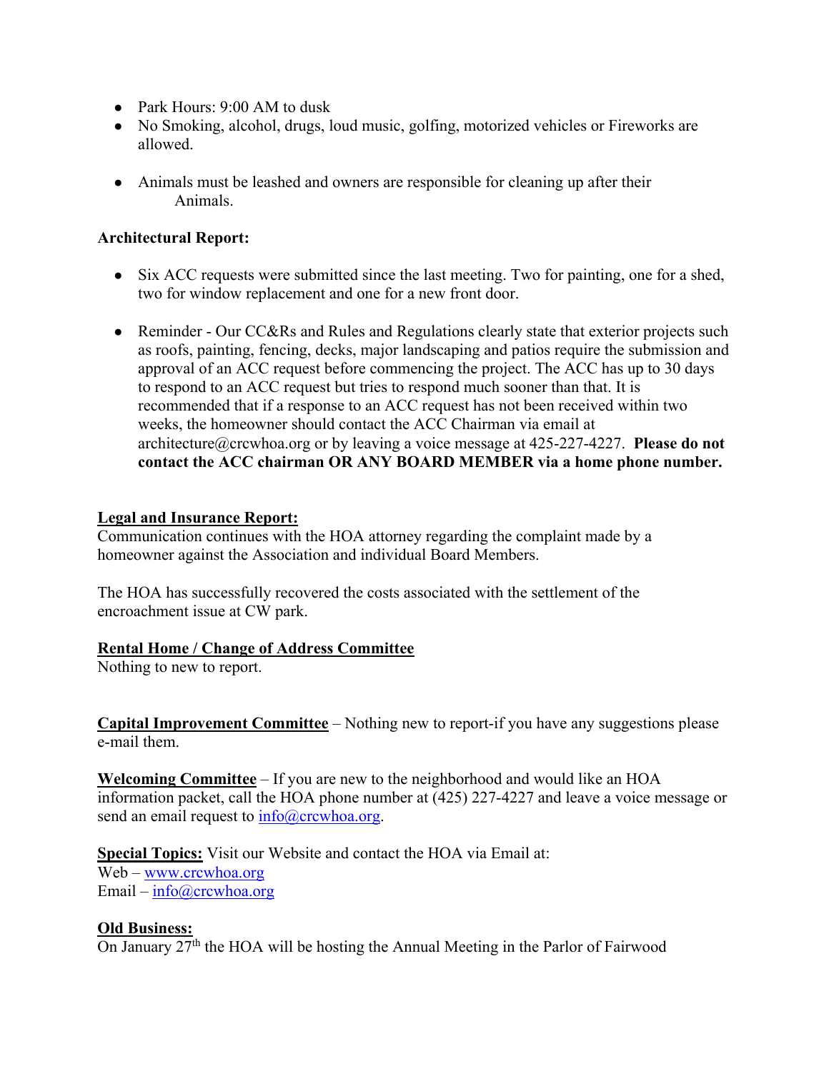- Park Hours: 9:00 AM to dusk
- No Smoking, alcohol, drugs, loud music, golfing, motorized vehicles or Fireworks are allowed.
- Animals must be leashed and owners are responsible for cleaning up after their Animals.

**Architectural Report:**

- Six ACC requests were submitted since the last meeting. Two for painting, one for a shed, two for window replacement and one for a new front door.
- Reminder - Our CC&Rs and Rules and Regulations clearly state that exterior projects such as roofs, painting, fencing, decks, major landscaping and patios require the submission and approval of an ACC request before commencing the project. The ACC has up to 30 days to respond to an ACC request but tries to respond much sooner than that. It is recommended that if a response to an ACC request has not been received within two weeks, the homeowner should contact the ACC Chairman via email at architecture@crcwhoa.org or by leaving a voice message at 425-227-4227. **Please do not contact the ACC chairman OR ANY BOARD MEMBER via a home phone number.**

**Legal and Insurance Report:**

Communication continues with the HOA attorney regarding the complaint made by a homeowner against the Association and individual Board Members.

The HOA has successfully recovered the costs associated with the settlement of the encroachment issue at CW park.

**Rental Home / Change of Address Committee**

Nothing to new to report.

**Capital Improvement Committee** – Nothing new to report-if you have any suggestions please e-mail them.

**Welcoming Committee** – If you are new to the neighborhood and would like an HOA information packet, call the HOA phone number at (425) 227-4227 and leave a voice message or send an email request to info@crcwhoa.org.

**Special Topics:** Visit our Website and contact the HOA via Email at:
Web – www.crcwhoa.org
Email – info@crcwhoa.org

**Old Business:**

On January 27th the HOA will be hosting the Annual Meeting in the Parlor of Fairwood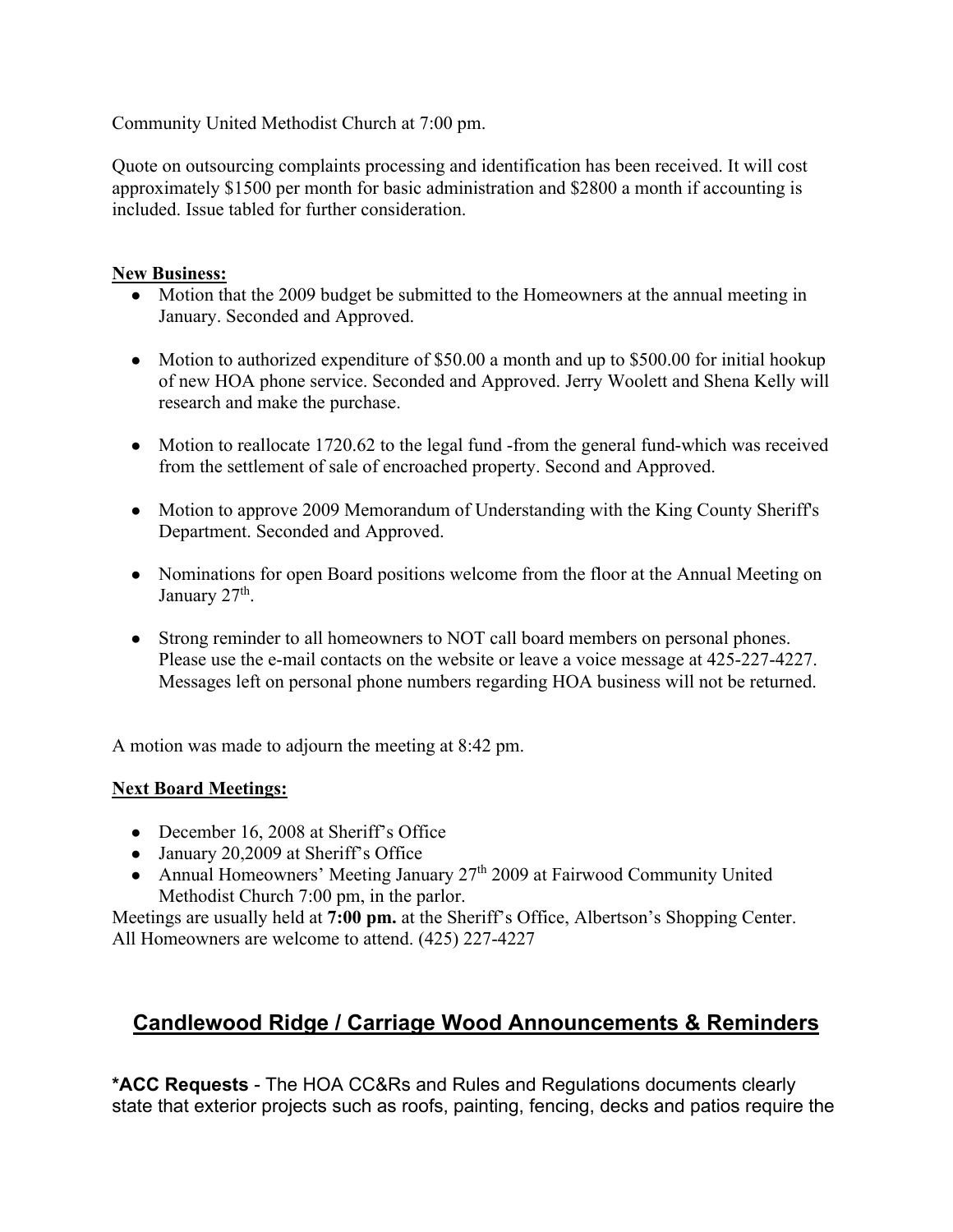Community United Methodist Church at 7:00 pm.

Quote on outsourcing complaints processing and identification has been received. It will cost approximately $1500 per month for basic administration and $2800 a month if accounting is included. Issue tabled for further consideration.

**New Business:**

- Motion that the 2009 budget be submitted to the Homeowners at the annual meeting in January. Seconded and Approved.
- Motion to authorized expenditure of $50.00 a month and up to $500.00 for initial hookup of new HOA phone service. Seconded and Approved. Jerry Woolett and Shena Kelly will research and make the purchase.
- Motion to reallocate 1720.62 to the legal fund -from the general fund-which was received from the settlement of sale of encroached property. Second and Approved.
- Motion to approve 2009 Memorandum of Understanding with the King County Sheriff's Department. Seconded and Approved.
- Nominations for open Board positions welcome from the floor at the Annual Meeting on January 27th.
- Strong reminder to all homeowners to NOT call board members on personal phones. Please use the e-mail contacts on the website or leave a voice message at 425-227-4227. Messages left on personal phone numbers regarding HOA business will not be returned.

A motion was made to adjourn the meeting at 8:42 pm.

**Next Board Meetings:**

- December 16, 2008 at Sheriff's Office
- January 20,2009 at Sheriff's Office
- Annual Homeowners' Meeting January 27th 2009 at Fairwood Community United Methodist Church 7:00 pm, in the parlor.

Meetings are usually held at **7:00 pm.** at the Sheriff's Office, Albertson's Shopping Center. All Homeowners are welcome to attend. (425) 227-4227

## Candlewood Ridge / Carriage Wood Announcements & Reminders

**\*ACC Requests** - The HOA CC&Rs and Rules and Regulations documents clearly state that exterior projects such as roofs, painting, fencing, decks and patios require the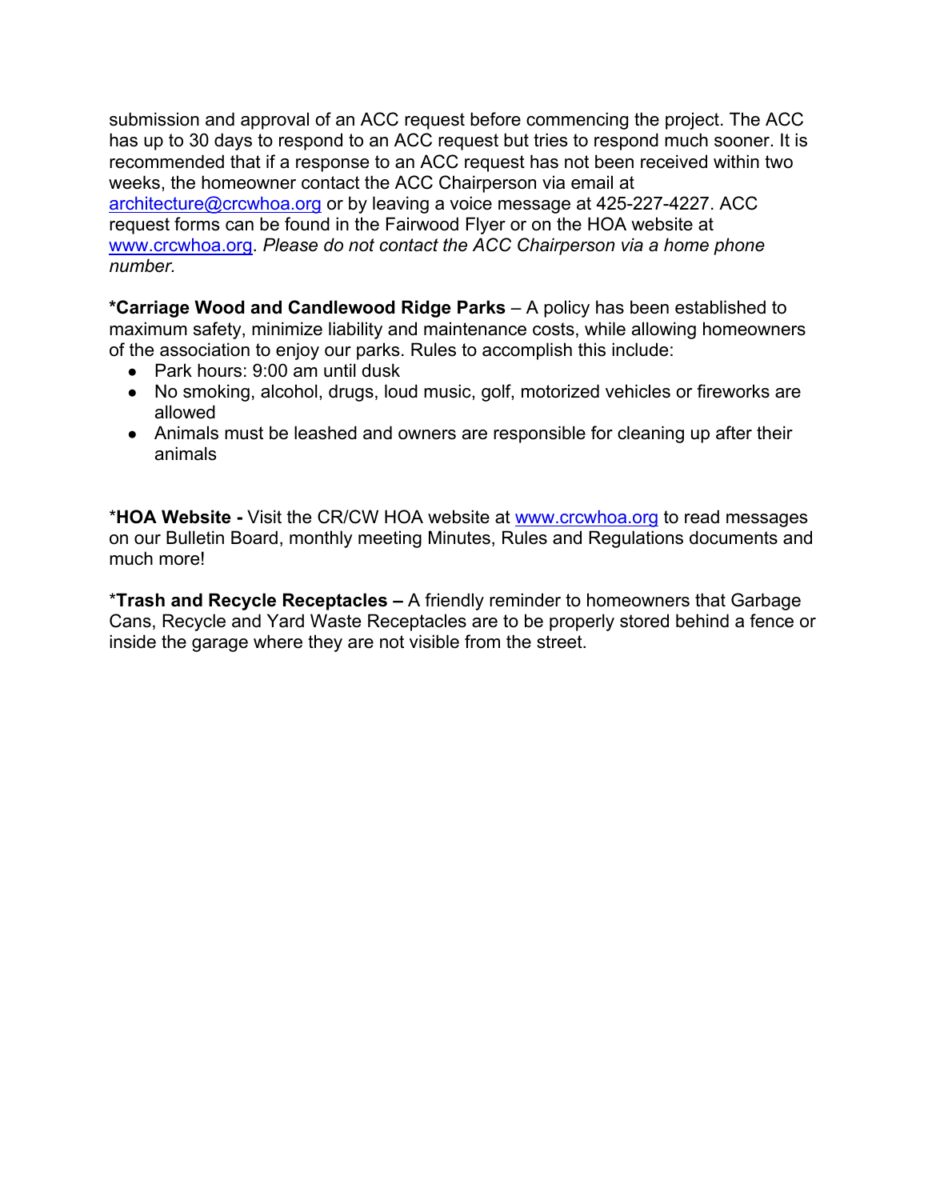submission and approval of an ACC request before commencing the project. The ACC has up to 30 days to respond to an ACC request but tries to respond much sooner. It is recommended that if a response to an ACC request has not been received within two weeks, the homeowner contact the ACC Chairperson via email at architecture@crcwhoa.org or by leaving a voice message at 425-227-4227. ACC request forms can be found in the Fairwood Flyer or on the HOA website at www.crcwhoa.org. *Please do not contact the ACC Chairperson via a home phone number.*

***Carriage Wood and Candlewood Ridge Parks** – A policy has been established to maximum safety, minimize liability and maintenance costs, while allowing homeowners of the association to enjoy our parks. Rules to accomplish this include:

- Park hours: 9:00 am until dusk
- No smoking, alcohol, drugs, loud music, golf, motorized vehicles or fireworks are allowed
- Animals must be leashed and owners are responsible for cleaning up after their animals

\***HOA Website -** Visit the CR/CW HOA website at www.crcwhoa.org to read messages on our Bulletin Board, monthly meeting Minutes, Rules and Regulations documents and much more!

\***Trash and Recycle Receptacles –** A friendly reminder to homeowners that Garbage Cans, Recycle and Yard Waste Receptacles are to be properly stored behind a fence or inside the garage where they are not visible from the street.